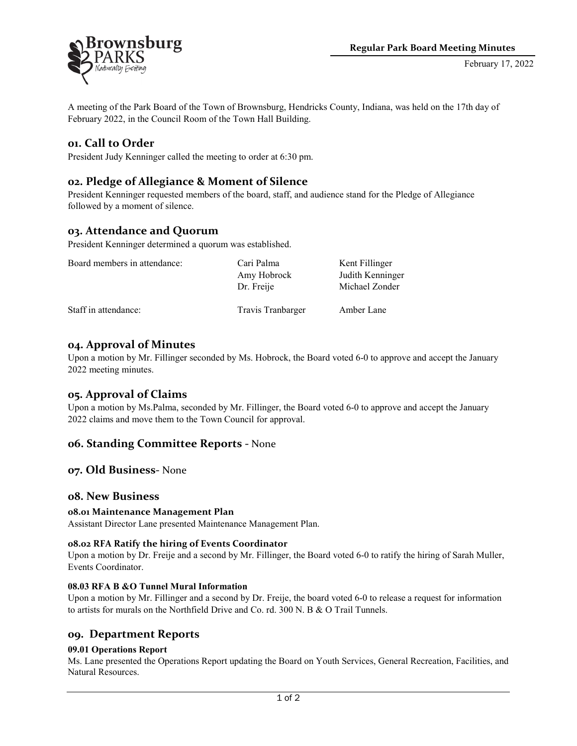**Regular Park Board Meeting Minutes**

February 17, 2022

A meeting of the Park Board of the Town of Brownsburg, Hendricks County, Indiana, was held on the 17th day of February 2022, in the Council Room of the Town Hall Building.

## 01. Call to Order

President Judy Kenninger called the meeting to order at 6:30 pm.

## 02. Pledge of Allegiance & Moment of Silence

President Kenninger requested members of the board, staff, and audience stand for the Pledge of Allegiance followed by a moment of silence.

## 03. Attendance and Quorum

President Kenninger determined a quorum was established.

| | | |
|---|---|---|
| Board members in attendance: | Cari Palma | Kent Fillinger |
| | Amy Hobrock | Judith Kenninger |
| | Dr. Freije | Michael Zonder |
| Staff in attendance: | Travis Tranbarger | Amber Lane |

## 04. Approval of Minutes

Upon a motion by Mr. Fillinger seconded by Ms. Hobrock, the Board voted 6-0 to approve and accept the January 2022 meeting minutes.

## 05. Approval of Claims

Upon a motion by Ms.Palma, seconded by Mr. Fillinger, the Board voted 6-0 to approve and accept the January 2022 claims and move them to the Town Council for approval.

## 06. Standing Committee Reports - None

## 07. Old Business- None

## 08. New Business

### 08.01 Maintenance Management Plan

Assistant Director Lane presented Maintenance Management Plan.

### 08.02 RFA Ratify the hiring of Events Coordinator

Upon a motion by Dr. Freije and a second by Mr. Fillinger, the Board voted 6-0 to ratify the hiring of Sarah Muller, Events Coordinator.

### 08.03 RFA B &O Tunnel Mural Information

Upon a motion by Mr. Fillinger and a second by Dr. Freije, the board voted 6-0 to release a request for information to artists for murals on the Northfield Drive and Co. rd. 300 N. B & O Trail Tunnels.

## 09. Department Reports

### 09.01 Operations Report

Ms. Lane presented the Operations Report updating the Board on Youth Services, General Recreation, Facilities, and Natural Resources.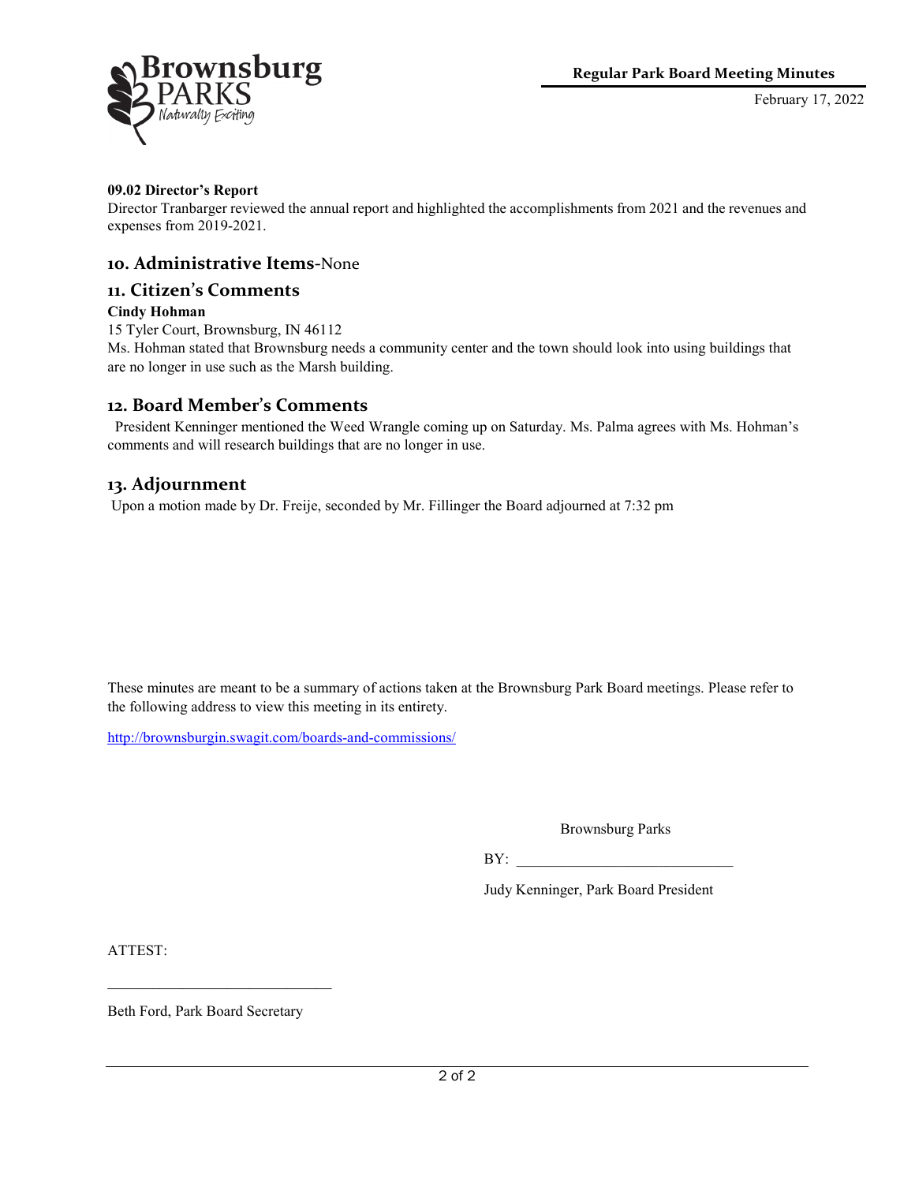**09.02 Director's Report**

Director Tranbarger reviewed the annual report and highlighted the accomplishments from 2021 and the revenues and expenses from 2019-2021.

## 10. Administrative Items-None

## 11. Citizen's Comments

**Cindy Hohman**

15 Tyler Court, Brownsburg, IN 46112

Ms. Hohman stated that Brownsburg needs a community center and the town should look into using buildings that are no longer in use such as the Marsh building.

## 12. Board Member's Comments

President Kenninger mentioned the Weed Wrangle coming up on Saturday. Ms. Palma agrees with Ms. Hohman's comments and will research buildings that are no longer in use.

## 13. Adjournment

Upon a motion made by Dr. Freije, seconded by Mr. Fillinger the Board adjourned at 7:32 pm

These minutes are meant to be a summary of actions taken at the Brownsburg Park Board meetings. Please refer to the following address to view this meeting in its entirety.

http://brownsburgin.swagit.com/boards-and-commissions/

Brownsburg Parks

BY: ______________________________

Judy Kenninger, Park Board President

ATTEST:

______________________________

Beth Ford, Park Board Secretary